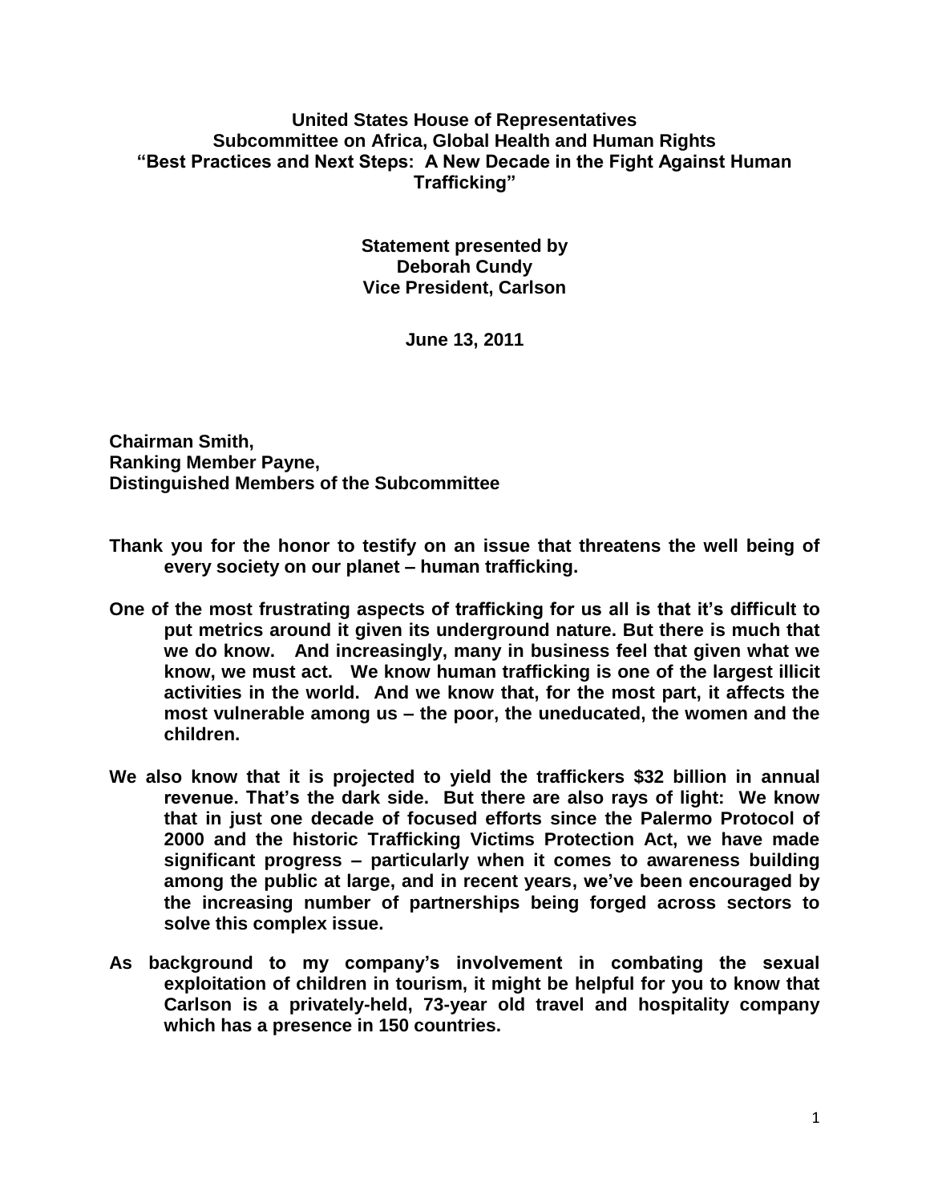**United States House of Representatives**
**Subcommittee on Africa, Global Health and Human Rights**
**"Best Practices and Next Steps: A New Decade in the Fight Against Human Trafficking"**

**Statement presented by**
**Deborah Cundy**
**Vice President, Carlson**

**June 13, 2011**

**Chairman Smith,**
**Ranking Member Payne,**
**Distinguished Members of the Subcommittee**

**Thank you for the honor to testify on an issue that threatens the well being of every society on our planet – human trafficking.**

**One of the most frustrating aspects of trafficking for us all is that it's difficult to put metrics around it given its underground nature. But there is much that we do know. And increasingly, many in business feel that given what we know, we must act. We know human trafficking is one of the largest illicit activities in the world. And we know that, for the most part, it affects the most vulnerable among us – the poor, the uneducated, the women and the children.**

**We also know that it is projected to yield the traffickers $32 billion in annual revenue. That's the dark side. But there are also rays of light: We know that in just one decade of focused efforts since the Palermo Protocol of 2000 and the historic Trafficking Victims Protection Act, we have made significant progress – particularly when it comes to awareness building among the public at large, and in recent years, we've been encouraged by the increasing number of partnerships being forged across sectors to solve this complex issue.**

**As background to my company's involvement in combating the sexual exploitation of children in tourism, it might be helpful for you to know that Carlson is a privately-held, 73-year old travel and hospitality company which has a presence in 150 countries.**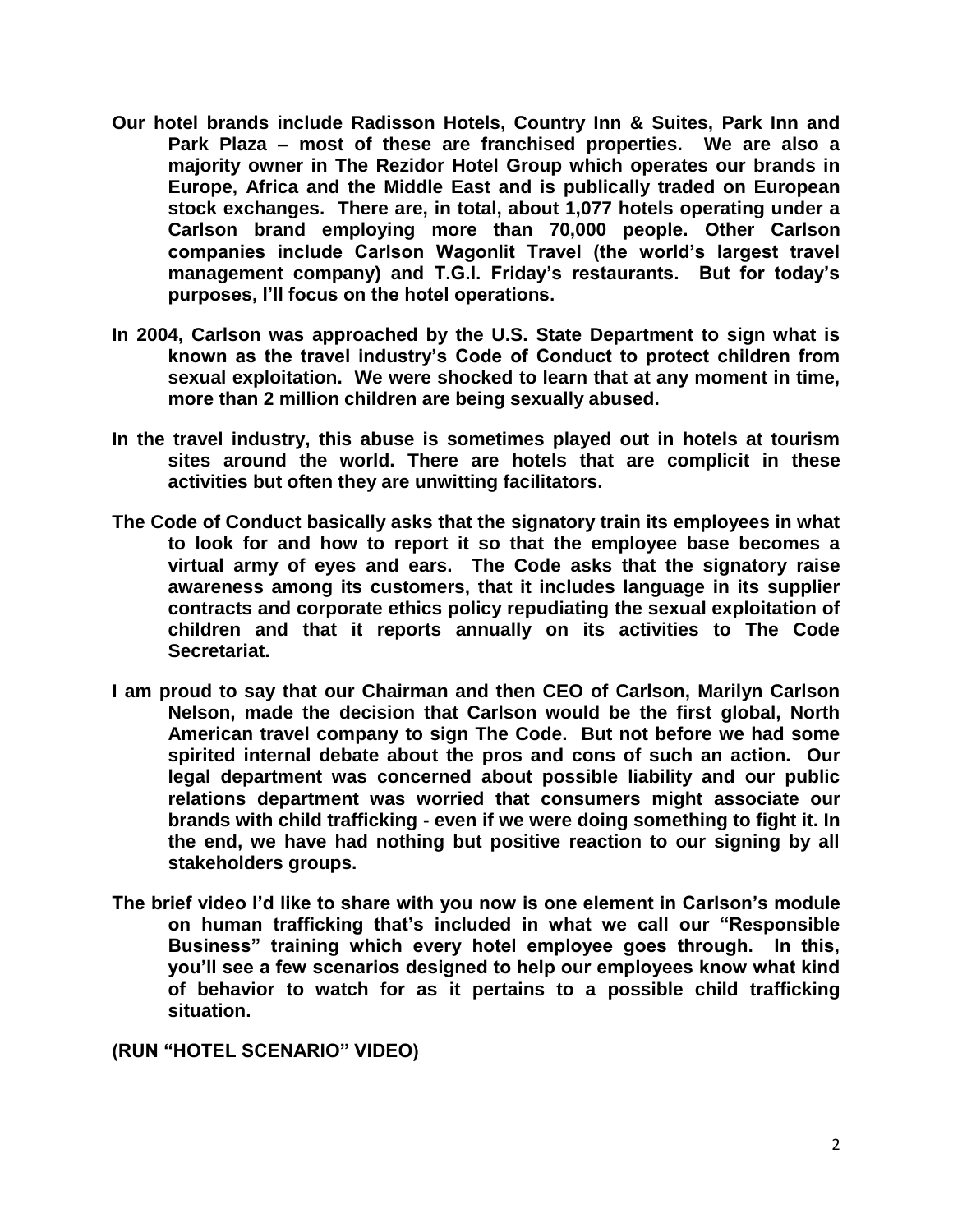**Our hotel brands include Radisson Hotels, Country Inn & Suites, Park Inn and Park Plaza – most of these are franchised properties. We are also a majority owner in The Rezidor Hotel Group which operates our brands in Europe, Africa and the Middle East and is publically traded on European stock exchanges. There are, in total, about 1,077 hotels operating under a Carlson brand employing more than 70,000 people. Other Carlson companies include Carlson Wagonlit Travel (the world's largest travel management company) and T.G.I. Friday's restaurants. But for today's purposes, I'll focus on the hotel operations.**

**In 2004, Carlson was approached by the U.S. State Department to sign what is known as the travel industry's Code of Conduct to protect children from sexual exploitation. We were shocked to learn that at any moment in time, more than 2 million children are being sexually abused.**

**In the travel industry, this abuse is sometimes played out in hotels at tourism sites around the world. There are hotels that are complicit in these activities but often they are unwitting facilitators.**

**The Code of Conduct basically asks that the signatory train its employees in what to look for and how to report it so that the employee base becomes a virtual army of eyes and ears. The Code asks that the signatory raise awareness among its customers, that it includes language in its supplier contracts and corporate ethics policy repudiating the sexual exploitation of children and that it reports annually on its activities to The Code Secretariat.**

**I am proud to say that our Chairman and then CEO of Carlson, Marilyn Carlson Nelson, made the decision that Carlson would be the first global, North American travel company to sign The Code. But not before we had some spirited internal debate about the pros and cons of such an action. Our legal department was concerned about possible liability and our public relations department was worried that consumers might associate our brands with child trafficking - even if we were doing something to fight it. In the end, we have had nothing but positive reaction to our signing by all stakeholders groups.**

**The brief video I'd like to share with you now is one element in Carlson's module on human trafficking that's included in what we call our "Responsible Business" training which every hotel employee goes through. In this, you'll see a few scenarios designed to help our employees know what kind of behavior to watch for as it pertains to a possible child trafficking situation.**

**(RUN "HOTEL SCENARIO" VIDEO)**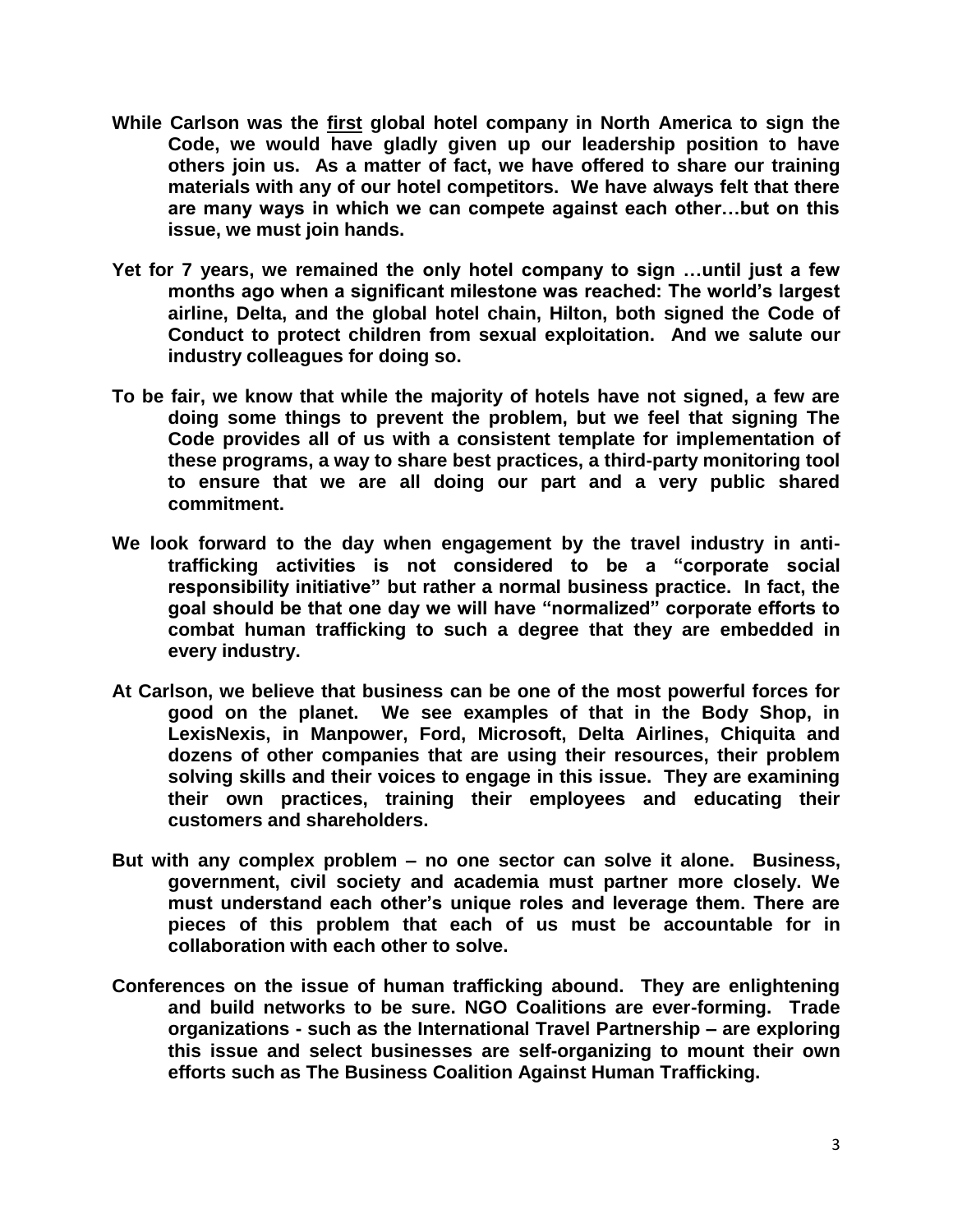**While Carlson was the <u>first</u> global hotel company in North America to sign the Code, we would have gladly given up our leadership position to have others join us. As a matter of fact, we have offered to share our training materials with any of our hotel competitors. We have always felt that there are many ways in which we can compete against each other…but on this issue, we must join hands.**

**Yet for 7 years, we remained the only hotel company to sign …until just a few months ago when a significant milestone was reached: The world's largest airline, Delta, and the global hotel chain, Hilton, both signed the Code of Conduct to protect children from sexual exploitation. And we salute our industry colleagues for doing so.**

**To be fair, we know that while the majority of hotels have not signed, a few are doing some things to prevent the problem, but we feel that signing The Code provides all of us with a consistent template for implementation of these programs, a way to share best practices, a third-party monitoring tool to ensure that we are all doing our part and a very public shared commitment.**

**We look forward to the day when engagement by the travel industry in anti-trafficking activities is not considered to be a "corporate social responsibility initiative" but rather a normal business practice. In fact, the goal should be that one day we will have "normalized" corporate efforts to combat human trafficking to such a degree that they are embedded in every industry.**

**At Carlson, we believe that business can be one of the most powerful forces for good on the planet. We see examples of that in the Body Shop, in LexisNexis, in Manpower, Ford, Microsoft, Delta Airlines, Chiquita and dozens of other companies that are using their resources, their problem solving skills and their voices to engage in this issue. They are examining their own practices, training their employees and educating their customers and shareholders.**

**But with any complex problem – no one sector can solve it alone. Business, government, civil society and academia must partner more closely. We must understand each other's unique roles and leverage them. There are pieces of this problem that each of us must be accountable for in collaboration with each other to solve.**

**Conferences on the issue of human trafficking abound. They are enlightening and build networks to be sure. NGO Coalitions are ever-forming. Trade organizations - such as the International Travel Partnership – are exploring this issue and select businesses are self-organizing to mount their own efforts such as The Business Coalition Against Human Trafficking.**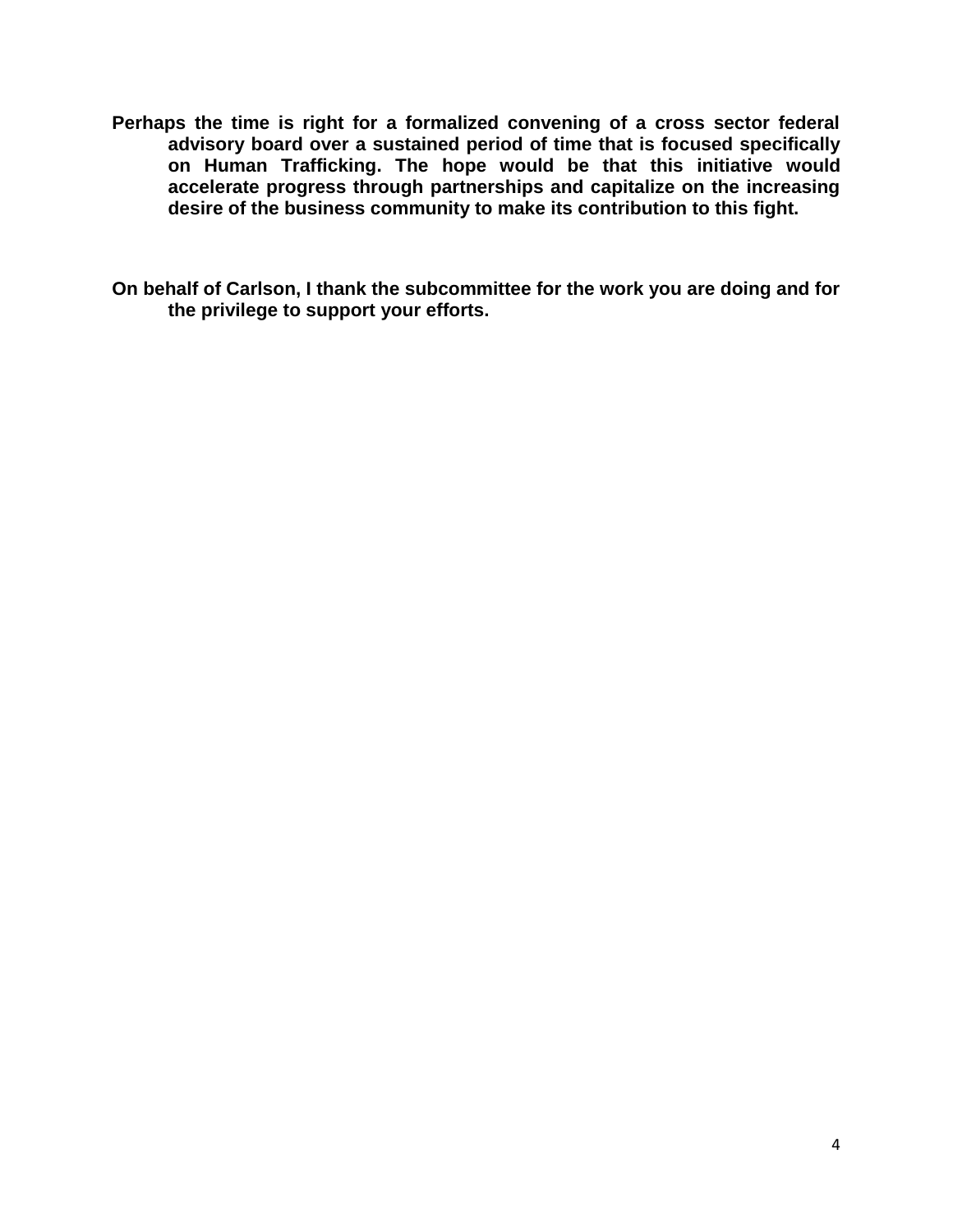**Perhaps the time is right for a formalized convening of a cross sector federal advisory board over a sustained period of time that is focused specifically on Human Trafficking. The hope would be that this initiative would accelerate progress through partnerships and capitalize on the increasing desire of the business community to make its contribution to this fight.**

**On behalf of Carlson, I thank the subcommittee for the work you are doing and for the privilege to support your efforts.**